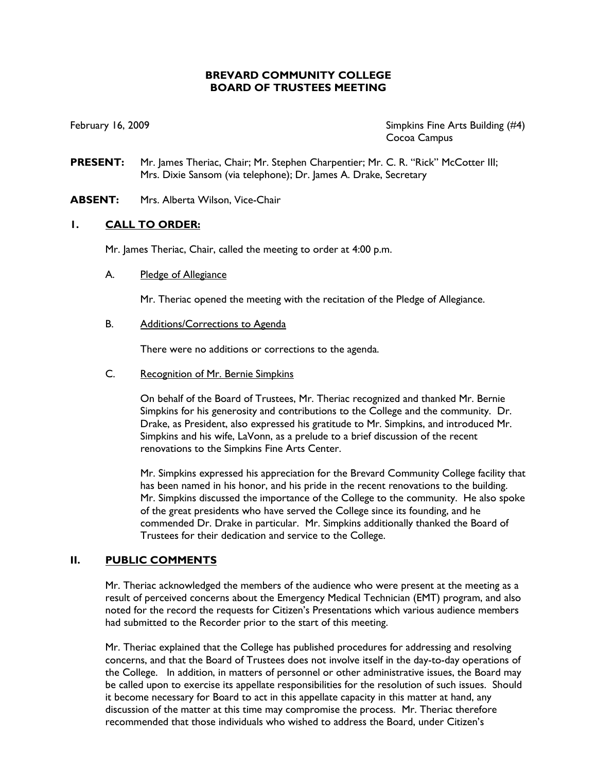# BREVARD COMMUNITY COLLEGE
# BOARD OF TRUSTEES MEETING

February 16, 2009

Simpkins Fine Arts Building (#4)
Cocoa Campus

**PRESENT:** Mr. James Theriac, Chair; Mr. Stephen Charpentier; Mr. C. R. "Rick" McCotter III; Mrs. Dixie Sansom (via telephone); Dr. James A. Drake, Secretary

**ABSENT:** Mrs. Alberta Wilson, Vice-Chair

## I. CALL TO ORDER:

Mr. James Theriac, Chair, called the meeting to order at 4:00 p.m.

### A. Pledge of Allegiance

Mr. Theriac opened the meeting with the recitation of the Pledge of Allegiance.

### B. Additions/Corrections to Agenda

There were no additions or corrections to the agenda.

### C. Recognition of Mr. Bernie Simpkins

On behalf of the Board of Trustees, Mr. Theriac recognized and thanked Mr. Bernie Simpkins for his generosity and contributions to the College and the community. Dr. Drake, as President, also expressed his gratitude to Mr. Simpkins, and introduced Mr. Simpkins and his wife, LaVonn, as a prelude to a brief discussion of the recent renovations to the Simpkins Fine Arts Center.

Mr. Simpkins expressed his appreciation for the Brevard Community College facility that has been named in his honor, and his pride in the recent renovations to the building. Mr. Simpkins discussed the importance of the College to the community. He also spoke of the great presidents who have served the College since its founding, and he commended Dr. Drake in particular. Mr. Simpkins additionally thanked the Board of Trustees for their dedication and service to the College.

## II. PUBLIC COMMENTS

Mr. Theriac acknowledged the members of the audience who were present at the meeting as a result of perceived concerns about the Emergency Medical Technician (EMT) program, and also noted for the record the requests for Citizen's Presentations which various audience members had submitted to the Recorder prior to the start of this meeting.

Mr. Theriac explained that the College has published procedures for addressing and resolving concerns, and that the Board of Trustees does not involve itself in the day-to-day operations of the College. In addition, in matters of personnel or other administrative issues, the Board may be called upon to exercise its appellate responsibilities for the resolution of such issues. Should it become necessary for Board to act in this appellate capacity in this matter at hand, any discussion of the matter at this time may compromise the process. Mr. Theriac therefore recommended that those individuals who wished to address the Board, under Citizen's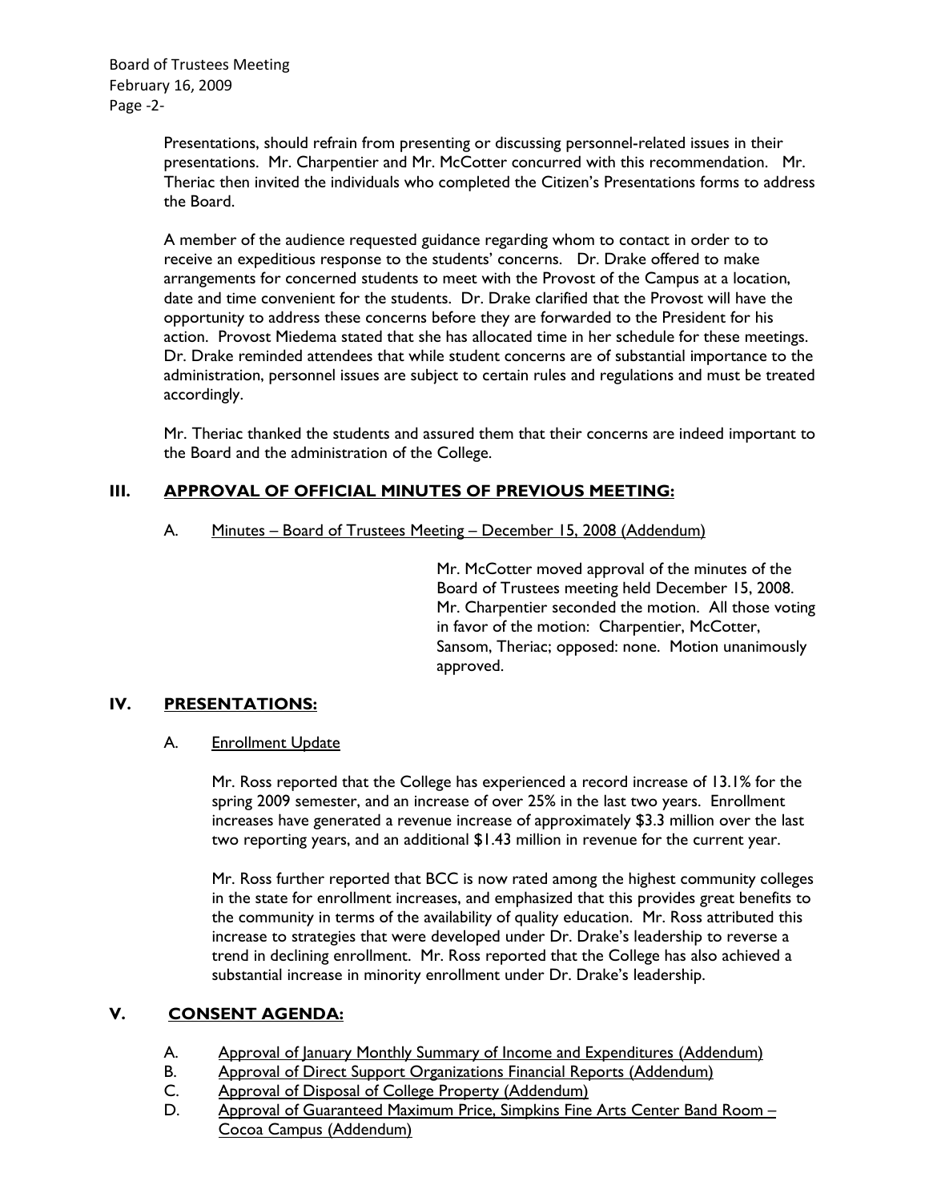Presentations, should refrain from presenting or discussing personnel-related issues in their presentations. Mr. Charpentier and Mr. McCotter concurred with this recommendation. Mr. Theriac then invited the individuals who completed the Citizen's Presentations forms to address the Board.

A member of the audience requested guidance regarding whom to contact in order to to receive an expeditious response to the students' concerns. Dr. Drake offered to make arrangements for concerned students to meet with the Provost of the Campus at a location, date and time convenient for the students. Dr. Drake clarified that the Provost will have the opportunity to address these concerns before they are forwarded to the President for his action. Provost Miedema stated that she has allocated time in her schedule for these meetings. Dr. Drake reminded attendees that while student concerns are of substantial importance to the administration, personnel issues are subject to certain rules and regulations and must be treated accordingly.

Mr. Theriac thanked the students and assured them that their concerns are indeed important to the Board and the administration of the College.

## III. APPROVAL OF OFFICIAL MINUTES OF PREVIOUS MEETING:

A. Minutes – Board of Trustees Meeting – December 15, 2008 (Addendum)

Mr. McCotter moved approval of the minutes of the Board of Trustees meeting held December 15, 2008. Mr. Charpentier seconded the motion. All those voting in favor of the motion: Charpentier, McCotter, Sansom, Theriac; opposed: none. Motion unanimously approved.

## IV. PRESENTATIONS:

A. Enrollment Update

Mr. Ross reported that the College has experienced a record increase of 13.1% for the spring 2009 semester, and an increase of over 25% in the last two years. Enrollment increases have generated a revenue increase of approximately $3.3 million over the last two reporting years, and an additional $1.43 million in revenue for the current year.

Mr. Ross further reported that BCC is now rated among the highest community colleges in the state for enrollment increases, and emphasized that this provides great benefits to the community in terms of the availability of quality education. Mr. Ross attributed this increase to strategies that were developed under Dr. Drake's leadership to reverse a trend in declining enrollment. Mr. Ross reported that the College has also achieved a substantial increase in minority enrollment under Dr. Drake's leadership.

## V. CONSENT AGENDA:

A. Approval of January Monthly Summary of Income and Expenditures (Addendum)
B. Approval of Direct Support Organizations Financial Reports (Addendum)
C. Approval of Disposal of College Property (Addendum)
D. Approval of Guaranteed Maximum Price, Simpkins Fine Arts Center Band Room – Cocoa Campus (Addendum)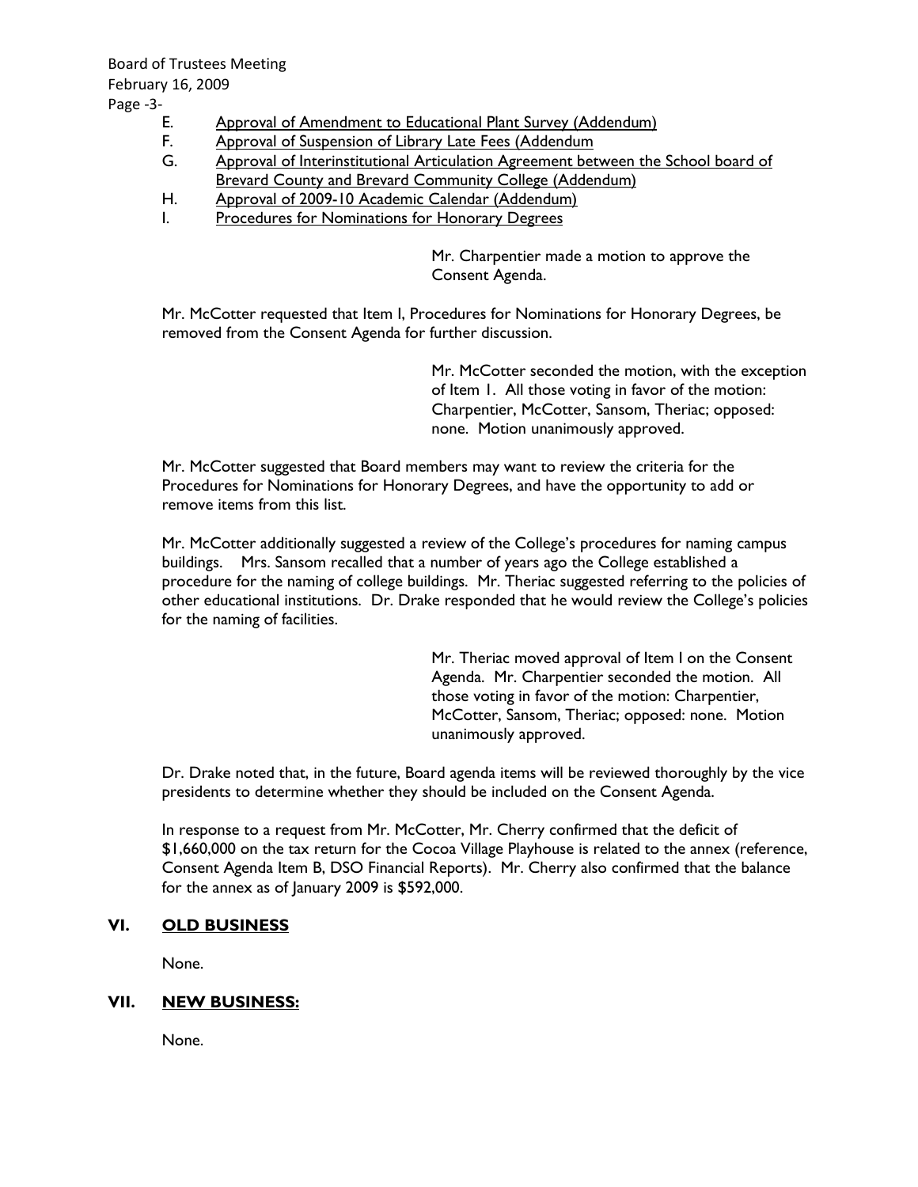E. Approval of Amendment to Educational Plant Survey (Addendum)
F. Approval of Suspension of Library Late Fees (Addendum
G. Approval of Interinstitutional Articulation Agreement between the School board of Brevard County and Brevard Community College (Addendum)
H. Approval of 2009-10 Academic Calendar (Addendum)
I. Procedures for Nominations for Honorary Degrees

Mr. Charpentier made a motion to approve the Consent Agenda.

Mr. McCotter requested that Item I, Procedures for Nominations for Honorary Degrees, be removed from the Consent Agenda for further discussion.

Mr. McCotter seconded the motion, with the exception of Item 1. All those voting in favor of the motion: Charpentier, McCotter, Sansom, Theriac; opposed: none. Motion unanimously approved.

Mr. McCotter suggested that Board members may want to review the criteria for the Procedures for Nominations for Honorary Degrees, and have the opportunity to add or remove items from this list.

Mr. McCotter additionally suggested a review of the College's procedures for naming campus buildings. Mrs. Sansom recalled that a number of years ago the College established a procedure for the naming of college buildings. Mr. Theriac suggested referring to the policies of other educational institutions. Dr. Drake responded that he would review the College's policies for the naming of facilities.

Mr. Theriac moved approval of Item I on the Consent Agenda. Mr. Charpentier seconded the motion. All those voting in favor of the motion: Charpentier, McCotter, Sansom, Theriac; opposed: none. Motion unanimously approved.

Dr. Drake noted that, in the future, Board agenda items will be reviewed thoroughly by the vice presidents to determine whether they should be included on the Consent Agenda.

In response to a request from Mr. McCotter, Mr. Cherry confirmed that the deficit of $1,660,000 on the tax return for the Cocoa Village Playhouse is related to the annex (reference, Consent Agenda Item B, DSO Financial Reports). Mr. Cherry also confirmed that the balance for the annex as of January 2009 is $592,000.

## VI. OLD BUSINESS

None.

## VII. NEW BUSINESS:

None.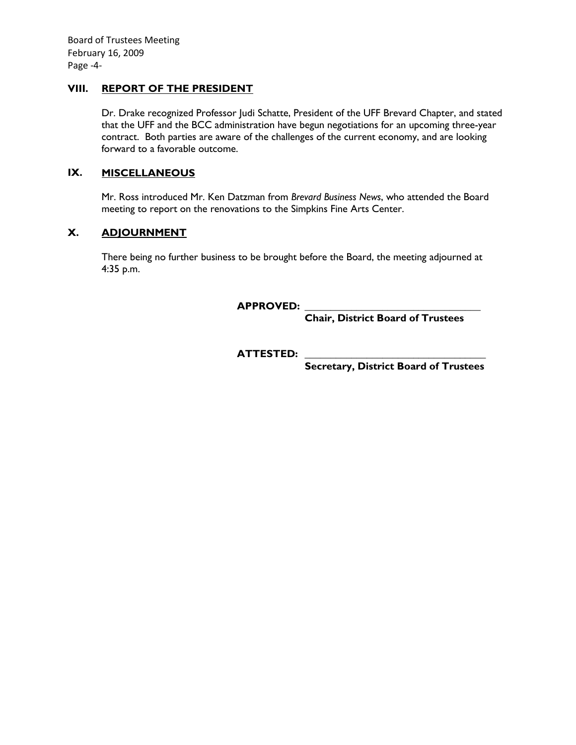## VIII. REPORT OF THE PRESIDENT

Dr. Drake recognized Professor Judi Schatte, President of the UFF Brevard Chapter, and stated that the UFF and the BCC administration have begun negotiations for an upcoming three-year contract. Both parties are aware of the challenges of the current economy, and are looking forward to a favorable outcome.

## IX. MISCELLANEOUS

Mr. Ross introduced Mr. Ken Datzman from *Brevard Business News*, who attended the Board meeting to report on the renovations to the Simpkins Fine Arts Center.

## X. ADJOURNMENT

There being no further business to be brought before the Board, the meeting adjourned at 4:35 p.m.

**APPROVED:** ______________________________
**Chair, District Board of Trustees**

**ATTESTED:** ______________________________
**Secretary, District Board of Trustees**